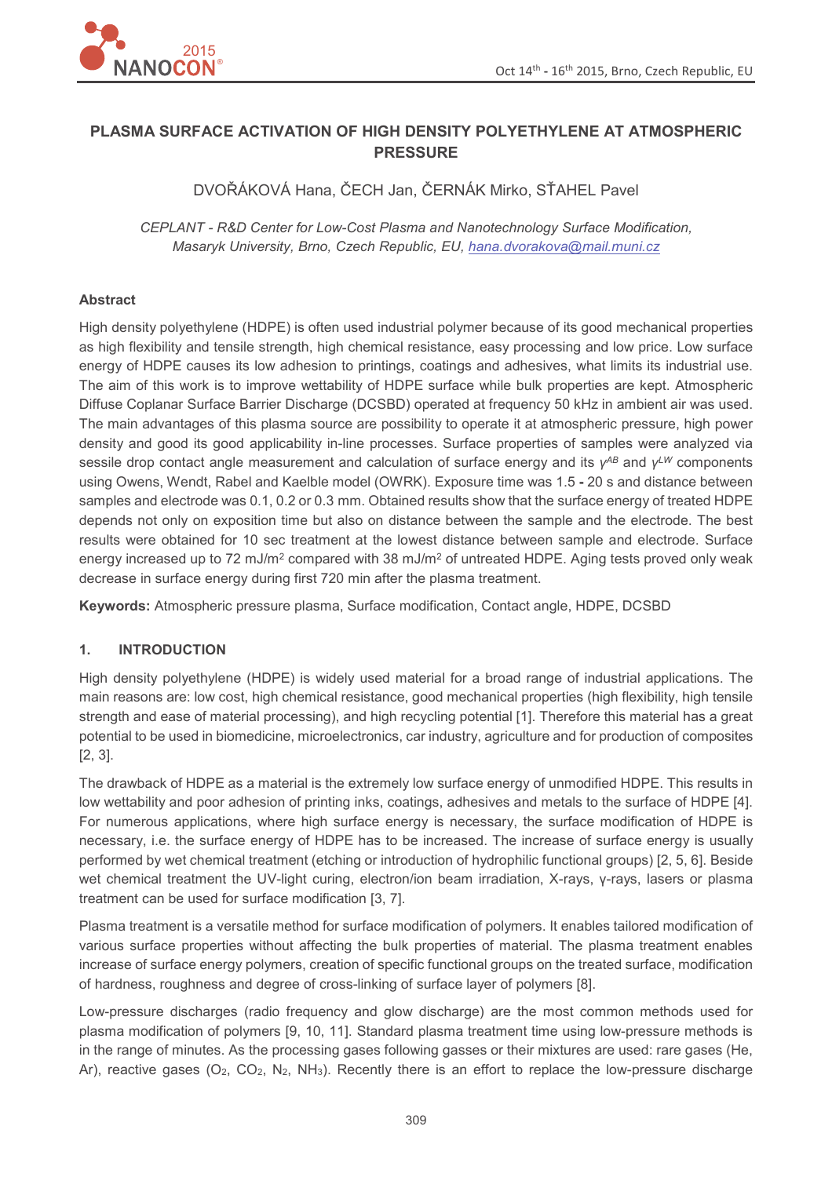# PLASMA SURFACE ACTIVATION OF HIGH DENSITY POLYETHYLENE AT ATMOSPHERIC PRESSURE

DVOŘÁKOVÁ Hana, ČECH Jan, ČERNÁK Mirko, SŤAHEL Pavel

*CEPLANT - R&D Center for Low-Cost Plasma and Nanotechnology Surface Modification, Masaryk University, Brno, Czech Republic, EU, hana.dvorakova@mail.muni.cz*

## Abstract

High density polyethylene (HDPE) is often used industrial polymer because of its good mechanical properties as high flexibility and tensile strength, high chemical resistance, easy processing and low price. Low surface energy of HDPE causes its low adhesion to printings, coatings and adhesives, what limits its industrial use. The aim of this work is to improve wettability of HDPE surface while bulk properties are kept. Atmospheric Diffuse Coplanar Surface Barrier Discharge (DCSBD) operated at frequency 50 kHz in ambient air was used. The main advantages of this plasma source are possibility to operate it at atmospheric pressure, high power density and good its good applicability in-line processes. Surface properties of samples were analyzed via sessile drop contact angle measurement and calculation of surface energy and its $\gamma^{AB}$ and $\gamma^{LW}$ components using Owens, Wendt, Rabel and Kaelble model (OWRK). Exposure time was 1.5 - 20 s and distance between samples and electrode was 0.1, 0.2 or 0.3 mm. Obtained results show that the surface energy of treated HDPE depends not only on exposition time but also on distance between the sample and the electrode. The best results were obtained for 10 sec treatment at the lowest distance between sample and electrode. Surface energy increased up to 72 mJ/m$^2$ compared with 38 mJ/m$^2$ of untreated HDPE. Aging tests proved only weak decrease in surface energy during first 720 min after the plasma treatment.

**Keywords:** Atmospheric pressure plasma, Surface modification, Contact angle, HDPE, DCSBD

## 1. INTRODUCTION

High density polyethylene (HDPE) is widely used material for a broad range of industrial applications. The main reasons are: low cost, high chemical resistance, good mechanical properties (high flexibility, high tensile strength and ease of material processing), and high recycling potential [1]. Therefore this material has a great potential to be used in biomedicine, microelectronics, car industry, agriculture and for production of composites [2, 3].

The drawback of HDPE as a material is the extremely low surface energy of unmodified HDPE. This results in low wettability and poor adhesion of printing inks, coatings, adhesives and metals to the surface of HDPE [4]. For numerous applications, where high surface energy is necessary, the surface modification of HDPE is necessary, i.e. the surface energy of HDPE has to be increased. The increase of surface energy is usually performed by wet chemical treatment (etching or introduction of hydrophilic functional groups) [2, 5, 6]. Beside wet chemical treatment the UV-light curing, electron/ion beam irradiation, X-rays, γ-rays, lasers or plasma treatment can be used for surface modification [3, 7].

Plasma treatment is a versatile method for surface modification of polymers. It enables tailored modification of various surface properties without affecting the bulk properties of material. The plasma treatment enables increase of surface energy polymers, creation of specific functional groups on the treated surface, modification of hardness, roughness and degree of cross-linking of surface layer of polymers [8].

Low-pressure discharges (radio frequency and glow discharge) are the most common methods used for plasma modification of polymers [9, 10, 11]. Standard plasma treatment time using low-pressure methods is in the range of minutes. As the processing gases following gasses or their mixtures are used: rare gases (He, Ar), reactive gases ($O_2$, $CO_2$, $N_2$, $NH_3$). Recently there is an effort to replace the low-pressure discharge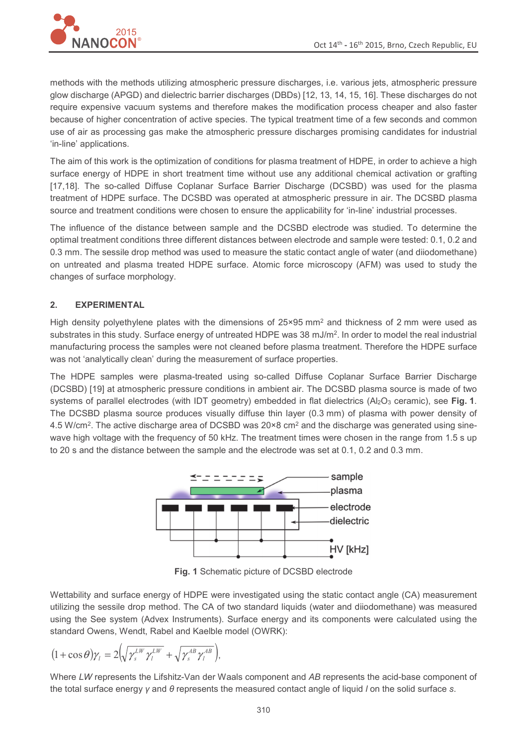methods with the methods utilizing atmospheric pressure discharges, i.e. various jets, atmospheric pressure glow discharge (APGD) and dielectric barrier discharges (DBDs) [12, 13, 14, 15, 16]. These discharges do not require expensive vacuum systems and therefore makes the modification process cheaper and also faster because of higher concentration of active species. The typical treatment time of a few seconds and common use of air as processing gas make the atmospheric pressure discharges promising candidates for industrial 'in-line' applications.

The aim of this work is the optimization of conditions for plasma treatment of HDPE, in order to achieve a high surface energy of HDPE in short treatment time without use any additional chemical activation or grafting [17,18]. The so-called Diffuse Coplanar Surface Barrier Discharge (DCSBD) was used for the plasma treatment of HDPE surface. The DCSBD was operated at atmospheric pressure in air. The DCSBD plasma source and treatment conditions were chosen to ensure the applicability for 'in-line' industrial processes.

The influence of the distance between sample and the DCSBD electrode was studied. To determine the optimal treatment conditions three different distances between electrode and sample were tested: 0.1, 0.2 and 0.3 mm. The sessile drop method was used to measure the static contact angle of water (and diiodomethane) on untreated and plasma treated HDPE surface. Atomic force microscopy (AFM) was used to study the changes of surface morphology.

## 2. EXPERIMENTAL

High density polyethylene plates with the dimensions of 25×95 mm$^2$ and thickness of 2 mm were used as substrates in this study. Surface energy of untreated HDPE was 38 mJ/m$^2$. In order to model the real industrial manufacturing process the samples were not cleaned before plasma treatment. Therefore the HDPE surface was not 'analytically clean' during the measurement of surface properties.

The HDPE samples were plasma-treated using so-called Diffuse Coplanar Surface Barrier Discharge (DCSBD) [19] at atmospheric pressure conditions in ambient air. The DCSBD plasma source is made of two systems of parallel electrodes (with IDT geometry) embedded in flat dielectrics ($Al_2O_3$ ceramic), see **Fig. 1**. The DCSBD plasma source produces visually diffuse thin layer (0.3 mm) of plasma with power density of 4.5 W/cm$^2$. The active discharge area of DCSBD was 20×8 cm$^2$ and the discharge was generated using sine-wave high voltage with the frequency of 50 kHz. The treatment times were chosen in the range from 1.5 s up to 20 s and the distance between the sample and the electrode was set at 0.1, 0.2 and 0.3 mm.

**Fig. 1** Schematic picture of DCSBD electrode

Wettability and surface energy of HDPE were investigated using the static contact angle (CA) measurement utilizing the sessile drop method. The CA of two standard liquids (water and diiodomethane) was measured using the See system (Advex Instruments). Surface energy and its components were calculated using the standard Owens, Wendt, Rabel and Kaelble model (OWRK):

$$(1+\cos\theta)\gamma_l = 2\left(\sqrt{\gamma_s^{LW}\gamma_l^{LW}} + \sqrt{\gamma_s^{AB}\gamma_l^{AB}}\right),$$

Where *LW* represents the Lifshitz-Van der Waals component and *AB* represents the acid-base component of the total surface energy $\gamma$ and $\theta$ represents the measured contact angle of liquid $l$ on the solid surface $s$.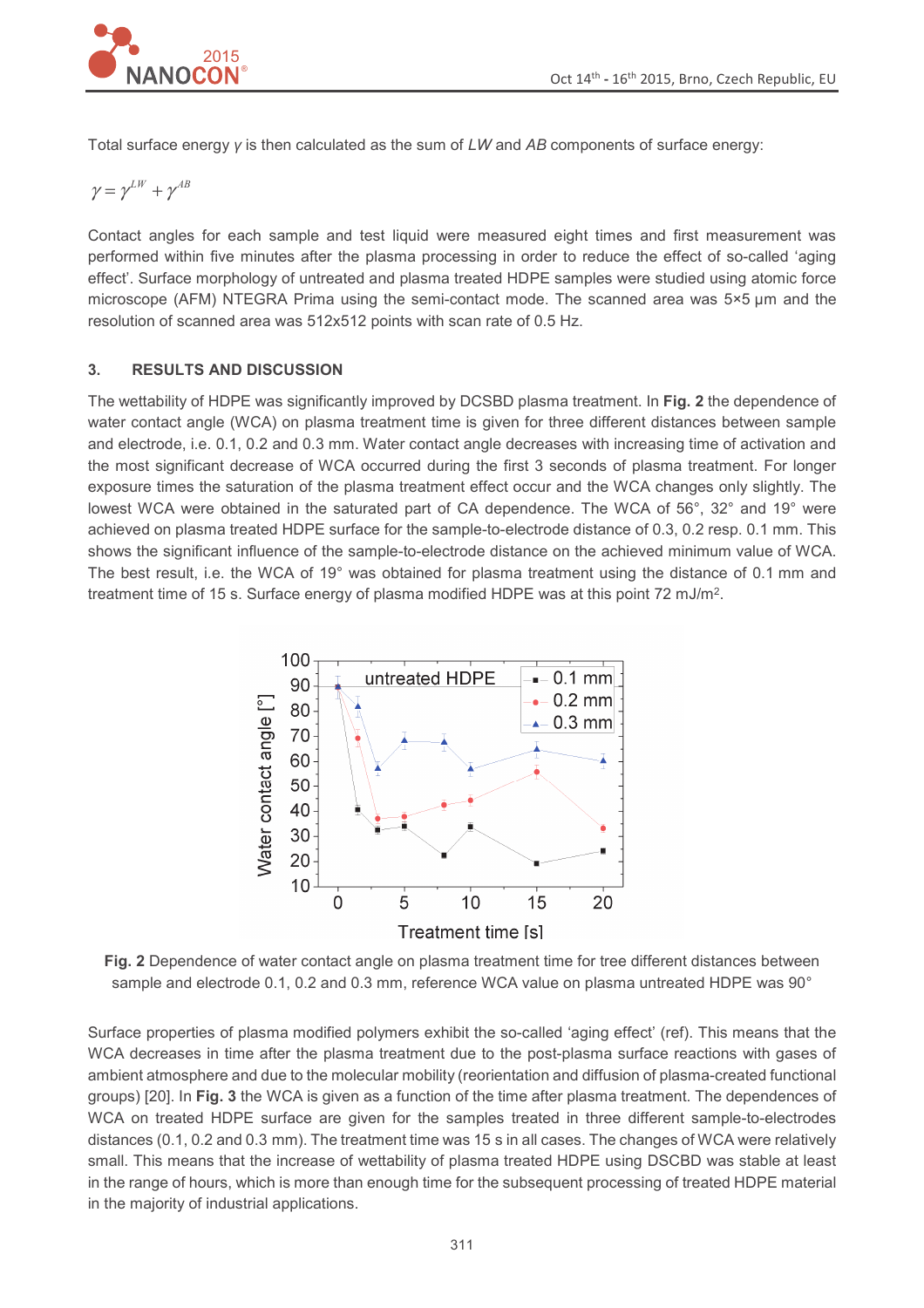Total surface energy $\gamma$ is then calculated as the sum of *LW* and *AB* components of surface energy:

$$\gamma = \gamma^{LW} + \gamma^{AB}$$

Contact angles for each sample and test liquid were measured eight times and first measurement was performed within five minutes after the plasma processing in order to reduce the effect of so-called 'aging effect'. Surface morphology of untreated and plasma treated HDPE samples were studied using atomic force microscope (AFM) NTEGRA Prima using the semi-contact mode. The scanned area was 5×5 µm and the resolution of scanned area was 512x512 points with scan rate of 0.5 Hz.

## 3. RESULTS AND DISCUSSION

The wettability of HDPE was significantly improved by DCSBD plasma treatment. In **Fig. 2** the dependence of water contact angle (WCA) on plasma treatment time is given for three different distances between sample and electrode, i.e. 0.1, 0.2 and 0.3 mm. Water contact angle decreases with increasing time of activation and the most significant decrease of WCA occurred during the first 3 seconds of plasma treatment. For longer exposure times the saturation of the plasma treatment effect occur and the WCA changes only slightly. The lowest WCA were obtained in the saturated part of CA dependence. The WCA of 56°, 32° and 19° were achieved on plasma treated HDPE surface for the sample-to-electrode distance of 0.3, 0.2 resp. 0.1 mm. This shows the significant influence of the sample-to-electrode distance on the achieved minimum value of WCA. The best result, i.e. the WCA of 19° was obtained for plasma treatment using the distance of 0.1 mm and treatment time of 15 s. Surface energy of plasma modified HDPE was at this point 72 mJ/m$^2$.

**Fig. 2** Dependence of water contact angle on plasma treatment time for tree different distances between sample and electrode 0.1, 0.2 and 0.3 mm, reference WCA value on plasma untreated HDPE was 90°

Surface properties of plasma modified polymers exhibit the so-called 'aging effect' (ref). This means that the WCA decreases in time after the plasma treatment due to the post-plasma surface reactions with gases of ambient atmosphere and due to the molecular mobility (reorientation and diffusion of plasma-created functional groups) [20]. In **Fig. 3** the WCA is given as a function of the time after plasma treatment. The dependences of WCA on treated HDPE surface are given for the samples treated in three different sample-to-electrodes distances (0.1, 0.2 and 0.3 mm). The treatment time was 15 s in all cases. The changes of WCA were relatively small. This means that the increase of wettability of plasma treated HDPE using DSCBD was stable at least in the range of hours, which is more than enough time for the subsequent processing of treated HDPE material in the majority of industrial applications.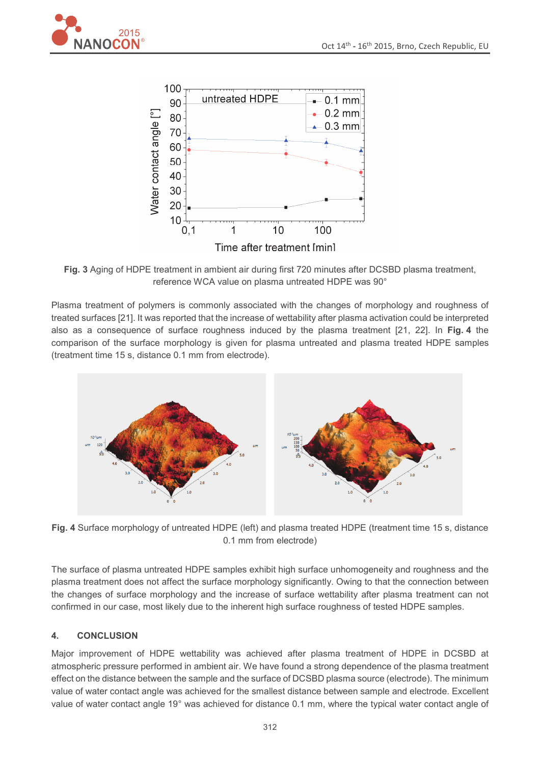**Fig. 3** Aging of HDPE treatment in ambient air during first 720 minutes after DCSBD plasma treatment, reference WCA value on plasma untreated HDPE was 90°

Plasma treatment of polymers is commonly associated with the changes of morphology and roughness of treated surfaces [21]. It was reported that the increase of wettability after plasma activation could be interpreted also as a consequence of surface roughness induced by the plasma treatment [21, 22]. In **Fig. 4** the comparison of the surface morphology is given for plasma untreated and plasma treated HDPE samples (treatment time 15 s, distance 0.1 mm from electrode).

**Fig. 4** Surface morphology of untreated HDPE (left) and plasma treated HDPE (treatment time 15 s, distance 0.1 mm from electrode)

The surface of plasma untreated HDPE samples exhibit high surface unhomogeneity and roughness and the plasma treatment does not affect the surface morphology significantly. Owing to that the connection between the changes of surface morphology and the increase of surface wettability after plasma treatment can not confirmed in our case, most likely due to the inherent high surface roughness of tested HDPE samples.

## 4. CONCLUSION

Major improvement of HDPE wettability was achieved after plasma treatment of HDPE in DCSBD at atmospheric pressure performed in ambient air. We have found a strong dependence of the plasma treatment effect on the distance between the sample and the surface of DCSBD plasma source (electrode). The minimum value of water contact angle was achieved for the smallest distance between sample and electrode. Excellent value of water contact angle 19° was achieved for distance 0.1 mm, where the typical water contact angle of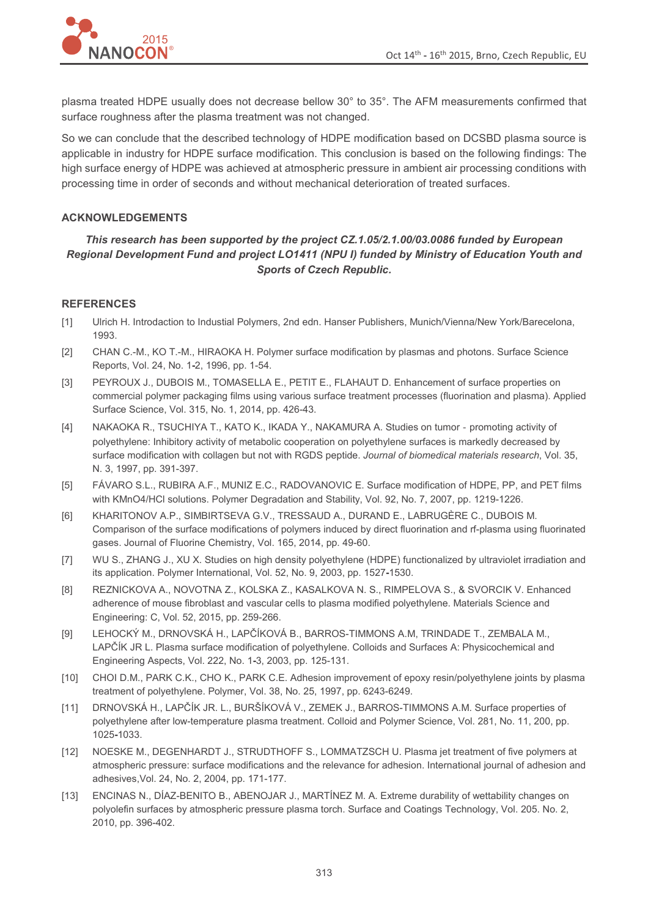plasma treated HDPE usually does not decrease bellow 30° to 35°. The AFM measurements confirmed that surface roughness after the plasma treatment was not changed.

So we can conclude that the described technology of HDPE modification based on DCSBD plasma source is applicable in industry for HDPE surface modification. This conclusion is based on the following findings: The high surface energy of HDPE was achieved at atmospheric pressure in ambient air processing conditions with processing time in order of seconds and without mechanical deterioration of treated surfaces.

## ACKNOWLEDGEMENTS

***This research has been supported by the project CZ.1.05/2.1.00/03.0086 funded by European Regional Development Fund and project LO1411 (NPU I) funded by Ministry of Education Youth and Sports of Czech Republic.***

## REFERENCES

[1] Ulrich H. Introdaction to Industial Polymers, 2nd edn. Hanser Publishers, Munich/Vienna/New York/Barecelona, 1993.

[2] CHAN C.-M., KO T.-M., HIRAOKA H. Polymer surface modification by plasmas and photons. Surface Science Reports, Vol. 24, No. 1-2, 1996, pp. 1-54.

[3] PEYROUX J., DUBOIS M., TOMASELLA E., PETIT E., FLAHAUT D. Enhancement of surface properties on commercial polymer packaging films using various surface treatment processes (fluorination and plasma). Applied Surface Science, Vol. 315, No. 1, 2014, pp. 426-43.

[4] NAKAOKA R., TSUCHIYA T., KATO K., IKADA Y., NAKAMURA A. Studies on tumor - promoting activity of polyethylene: Inhibitory activity of metabolic cooperation on polyethylene surfaces is markedly decreased by surface modification with collagen but not with RGDS peptide. *Journal of biomedical materials research*, Vol. 35, N. 3, 1997, pp. 391-397.

[5] FÁVARO S.L., RUBIRA A.F., MUNIZ E.C., RADOVANOVIC E. Surface modification of HDPE, PP, and PET films with KMnO4/HCl solutions. Polymer Degradation and Stability, Vol. 92, No. 7, 2007, pp. 1219-1226.

[6] KHARITONOV A.P., SIMBIRTSEVA G.V., TRESSAUD A., DURAND E., LABRUGÈRE C., DUBOIS M. Comparison of the surface modifications of polymers induced by direct fluorination and rf-plasma using fluorinated gases. Journal of Fluorine Chemistry, Vol. 165, 2014, pp. 49-60.

[7] WU S., ZHANG J., XU X. Studies on high density polyethylene (HDPE) functionalized by ultraviolet irradiation and its application. Polymer International, Vol. 52, No. 9, 2003, pp. 1527-1530.

[8] REZNICKOVA A., NOVOTNA Z., KOLSKA Z., KASALKOVA N. S., RIMPELOVA S., & SVORCIK V. Enhanced adherence of mouse fibroblast and vascular cells to plasma modified polyethylene. Materials Science and Engineering: C, Vol. 52, 2015, pp. 259-266.

[9] LEHOCKÝ M., DRNOVSKÁ H., LAPČÍKOVÁ B., BARROS-TIMMONS A.M, TRINDADE T., ZEMBALA M., LAPČÍK JR L. Plasma surface modification of polyethylene. Colloids and Surfaces A: Physicochemical and Engineering Aspects, Vol. 222, No. 1-3, 2003, pp. 125-131.

[10] CHOI D.M., PARK C.K., CHO K., PARK C.E. Adhesion improvement of epoxy resin/polyethylene joints by plasma treatment of polyethylene. Polymer, Vol. 38, No. 25, 1997, pp. 6243-6249.

[11] DRNOVSKÁ H., LAPČÍK JR. L., BURŠÍKOVÁ V., ZEMEK J., BARROS-TIMMONS A.M. Surface properties of polyethylene after low-temperature plasma treatment. Colloid and Polymer Science, Vol. 281, No. 11, 200, pp. 1025-1033.

[12] NOESKE M., DEGENHARDT J., STRUDTHOFF S., LOMMATZSCH U. Plasma jet treatment of five polymers at atmospheric pressure: surface modifications and the relevance for adhesion. International journal of adhesion and adhesives,Vol. 24, No. 2, 2004, pp. 171-177.

[13] ENCINAS N., DÍAZ-BENITO B., ABENOJAR J., MARTÍNEZ M. A. Extreme durability of wettability changes on polyolefin surfaces by atmospheric pressure plasma torch. Surface and Coatings Technology, Vol. 205. No. 2, 2010, pp. 396-402.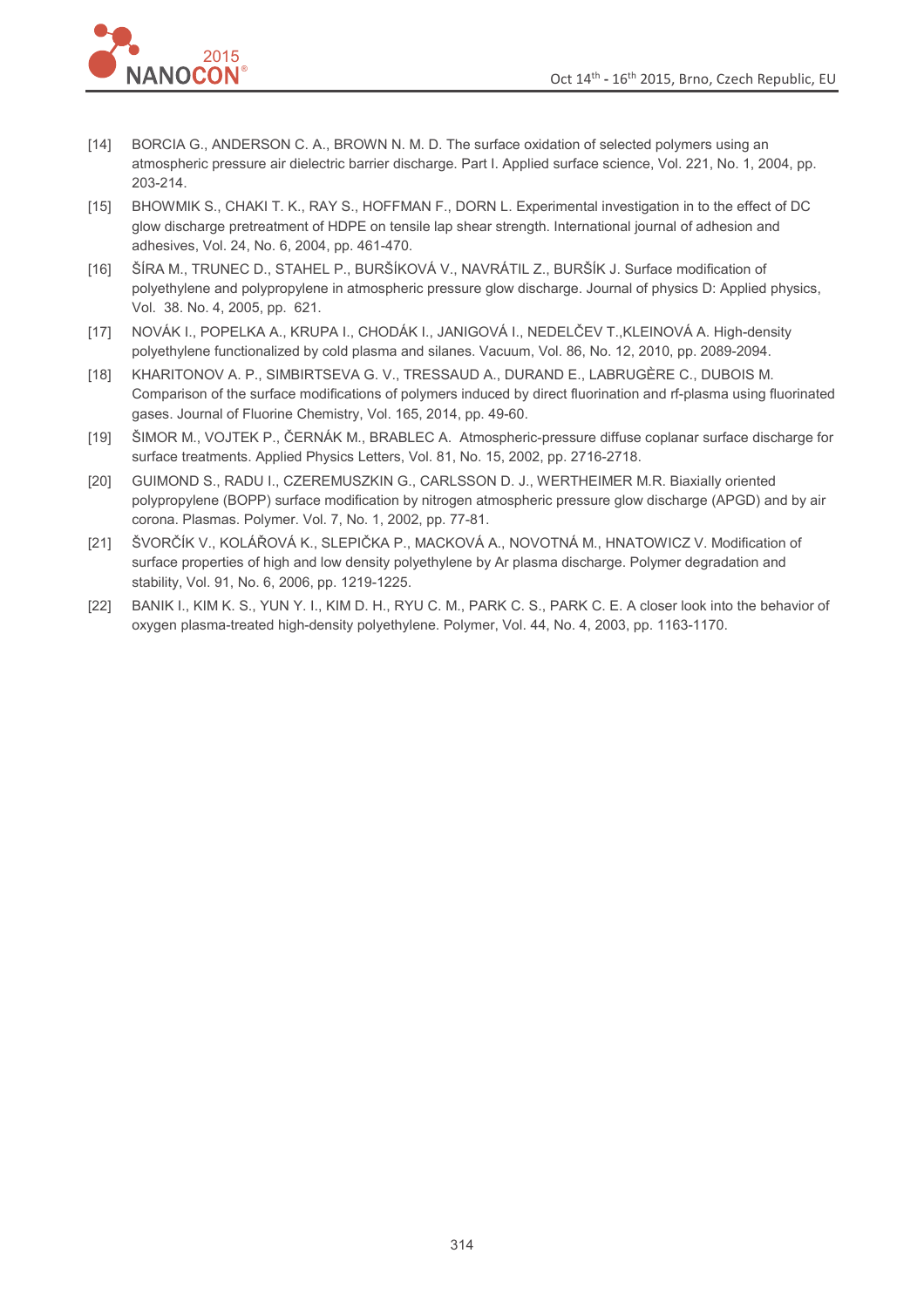[14] BORCIA G., ANDERSON C. A., BROWN N. M. D. The surface oxidation of selected polymers using an atmospheric pressure air dielectric barrier discharge. Part I. Applied surface science, Vol. 221, No. 1, 2004, pp. 203-214.

[15] BHOWMIK S., CHAKI T. K., RAY S., HOFFMAN F., DORN L. Experimental investigation in to the effect of DC glow discharge pretreatment of HDPE on tensile lap shear strength. International journal of adhesion and adhesives, Vol. 24, No. 6, 2004, pp. 461-470.

[16] ŠÍRA M., TRUNEC D., STAHEL P., BURŠÍKOVÁ V., NAVRÁTIL Z., BURŠÍK J. Surface modification of polyethylene and polypropylene in atmospheric pressure glow discharge. Journal of physics D: Applied physics, Vol. 38. No. 4, 2005, pp. 621.

[17] NOVÁK I., POPELKA A., KRUPA I., CHODÁK I., JANIGOVÁ I., NEDELČEV T.,KLEINOVÁ A. High-density polyethylene functionalized by cold plasma and silanes. Vacuum, Vol. 86, No. 12, 2010, pp. 2089-2094.

[18] KHARITONOV A. P., SIMBIRTSEVA G. V., TRESSAUD A., DURAND E., LABRUGÈRE C., DUBOIS M. Comparison of the surface modifications of polymers induced by direct fluorination and rf-plasma using fluorinated gases. Journal of Fluorine Chemistry, Vol. 165, 2014, pp. 49-60.

[19] ŠIMOR M., VOJTEK P., ČERNÁK M., BRABLEC A. Atmospheric-pressure diffuse coplanar surface discharge for surface treatments. Applied Physics Letters, Vol. 81, No. 15, 2002, pp. 2716-2718.

[20] GUIMOND S., RADU I., CZEREMUSZKIN G., CARLSSON D. J., WERTHEIMER M.R. Biaxially oriented polypropylene (BOPP) surface modification by nitrogen atmospheric pressure glow discharge (APGD) and by air corona. Plasmas. Polymer. Vol. 7, No. 1, 2002, pp. 77-81.

[21] ŠVORČÍK V., KOLÁŘOVÁ K., SLEPIČKA P., MACKOVÁ A., NOVOTNÁ M., HNATOWICZ V. Modification of surface properties of high and low density polyethylene by Ar plasma discharge. Polymer degradation and stability, Vol. 91, No. 6, 2006, pp. 1219-1225.

[22] BANIK I., KIM K. S., YUN Y. I., KIM D. H., RYU C. M., PARK C. S., PARK C. E. A closer look into the behavior of oxygen plasma-treated high-density polyethylene. Polymer, Vol. 44, No. 4, 2003, pp. 1163-1170.